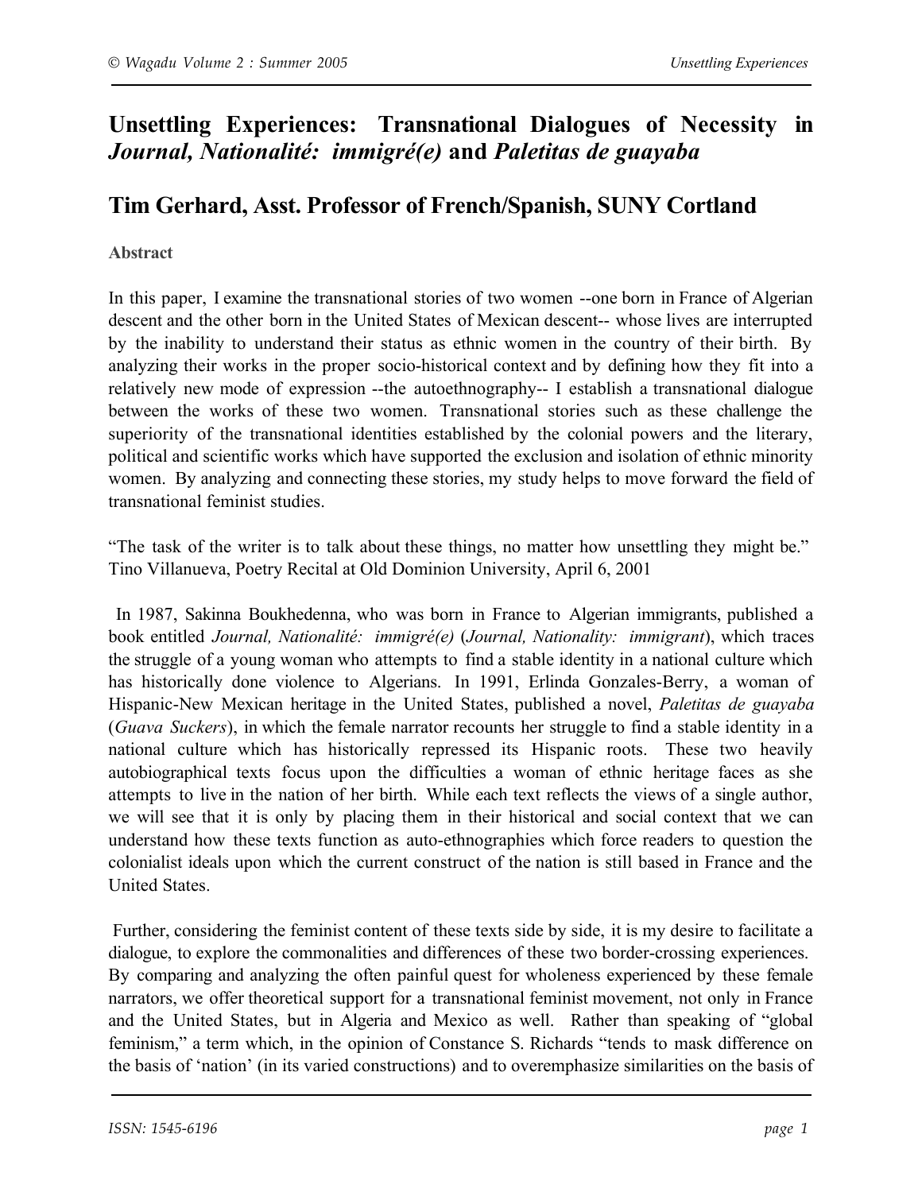# Unsettling Experiences: Transnational Dialogues of Necessity in *Journal, Nationalité: immigré(e)* and *Paletitas de guayaba*

## Tim Gerhard, Asst. Professor of French/Spanish, SUNY Cortland

**Abstract**

In this paper, I examine the transnational stories of two women --one born in France of Algerian descent and the other born in the United States of Mexican descent-- whose lives are interrupted by the inability to understand their status as ethnic women in the country of their birth. By analyzing their works in the proper socio-historical context and by defining how they fit into a relatively new mode of expression --the autoethnography-- I establish a transnational dialogue between the works of these two women. Transnational stories such as these challenge the superiority of the transnational identities established by the colonial powers and the literary, political and scientific works which have supported the exclusion and isolation of ethnic minority women. By analyzing and connecting these stories, my study helps to move forward the field of transnational feminist studies.

"The task of the writer is to talk about these things, no matter how unsettling they might be."
Tino Villanueva, Poetry Recital at Old Dominion University, April 6, 2001

In 1987, Sakinna Boukhedenna, who was born in France to Algerian immigrants, published a book entitled *Journal, Nationalité: immigré(e)* (*Journal, Nationality: immigrant*), which traces the struggle of a young woman who attempts to find a stable identity in a national culture which has historically done violence to Algerians. In 1991, Erlinda Gonzales-Berry, a woman of Hispanic-New Mexican heritage in the United States, published a novel, *Paletitas de guayaba* (*Guava Suckers*), in which the female narrator recounts her struggle to find a stable identity in a national culture which has historically repressed its Hispanic roots. These two heavily autobiographical texts focus upon the difficulties a woman of ethnic heritage faces as she attempts to live in the nation of her birth. While each text reflects the views of a single author, we will see that it is only by placing them in their historical and social context that we can understand how these texts function as auto-ethnographies which force readers to question the colonialist ideals upon which the current construct of the nation is still based in France and the United States.

Further, considering the feminist content of these texts side by side, it is my desire to facilitate a dialogue, to explore the commonalities and differences of these two border-crossing experiences. By comparing and analyzing the often painful quest for wholeness experienced by these female narrators, we offer theoretical support for a transnational feminist movement, not only in France and the United States, but in Algeria and Mexico as well. Rather than speaking of "global feminism," a term which, in the opinion of Constance S. Richards "tends to mask difference on the basis of 'nation' (in its varied constructions) and to overemphasize similarities on the basis of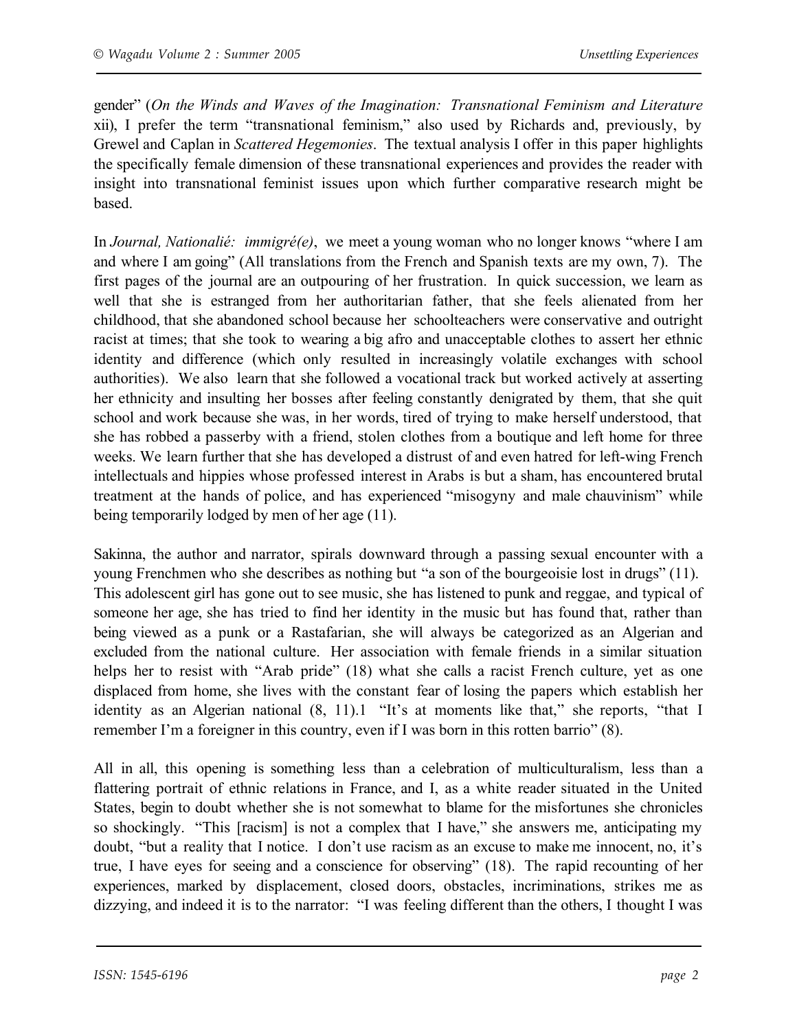gender" (*On the Winds and Waves of the Imagination: Transnational Feminism and Literature* xii), I prefer the term "transnational feminism," also used by Richards and, previously, by Grewel and Caplan in *Scattered Hegemonies*. The textual analysis I offer in this paper highlights the specifically female dimension of these transnational experiences and provides the reader with insight into transnational feminist issues upon which further comparative research might be based.

In *Journal, Nationalié: immigré(e)*, we meet a young woman who no longer knows "where I am and where I am going" (All translations from the French and Spanish texts are my own, 7). The first pages of the journal are an outpouring of her frustration. In quick succession, we learn as well that she is estranged from her authoritarian father, that she feels alienated from her childhood, that she abandoned school because her schoolteachers were conservative and outright racist at times; that she took to wearing a big afro and unacceptable clothes to assert her ethnic identity and difference (which only resulted in increasingly volatile exchanges with school authorities). We also learn that she followed a vocational track but worked actively at asserting her ethnicity and insulting her bosses after feeling constantly denigrated by them, that she quit school and work because she was, in her words, tired of trying to make herself understood, that she has robbed a passerby with a friend, stolen clothes from a boutique and left home for three weeks. We learn further that she has developed a distrust of and even hatred for left-wing French intellectuals and hippies whose professed interest in Arabs is but a sham, has encountered brutal treatment at the hands of police, and has experienced "misogyny and male chauvinism" while being temporarily lodged by men of her age (11).

Sakinna, the author and narrator, spirals downward through a passing sexual encounter with a young Frenchmen who she describes as nothing but "a son of the bourgeoisie lost in drugs" (11). This adolescent girl has gone out to see music, she has listened to punk and reggae, and typical of someone her age, she has tried to find her identity in the music but has found that, rather than being viewed as a punk or a Rastafarian, she will always be categorized as an Algerian and excluded from the national culture. Her association with female friends in a similar situation helps her to resist with "Arab pride" (18) what she calls a racist French culture, yet as one displaced from home, she lives with the constant fear of losing the papers which establish her identity as an Algerian national (8, 11).1 "It's at moments like that," she reports, "that I remember I'm a foreigner in this country, even if I was born in this rotten barrio" (8).

All in all, this opening is something less than a celebration of multiculturalism, less than a flattering portrait of ethnic relations in France, and I, as a white reader situated in the United States, begin to doubt whether she is not somewhat to blame for the misfortunes she chronicles so shockingly. "This [racism] is not a complex that I have," she answers me, anticipating my doubt, "but a reality that I notice. I don't use racism as an excuse to make me innocent, no, it's true, I have eyes for seeing and a conscience for observing" (18). The rapid recounting of her experiences, marked by displacement, closed doors, obstacles, incriminations, strikes me as dizzying, and indeed it is to the narrator: "I was feeling different than the others, I thought I was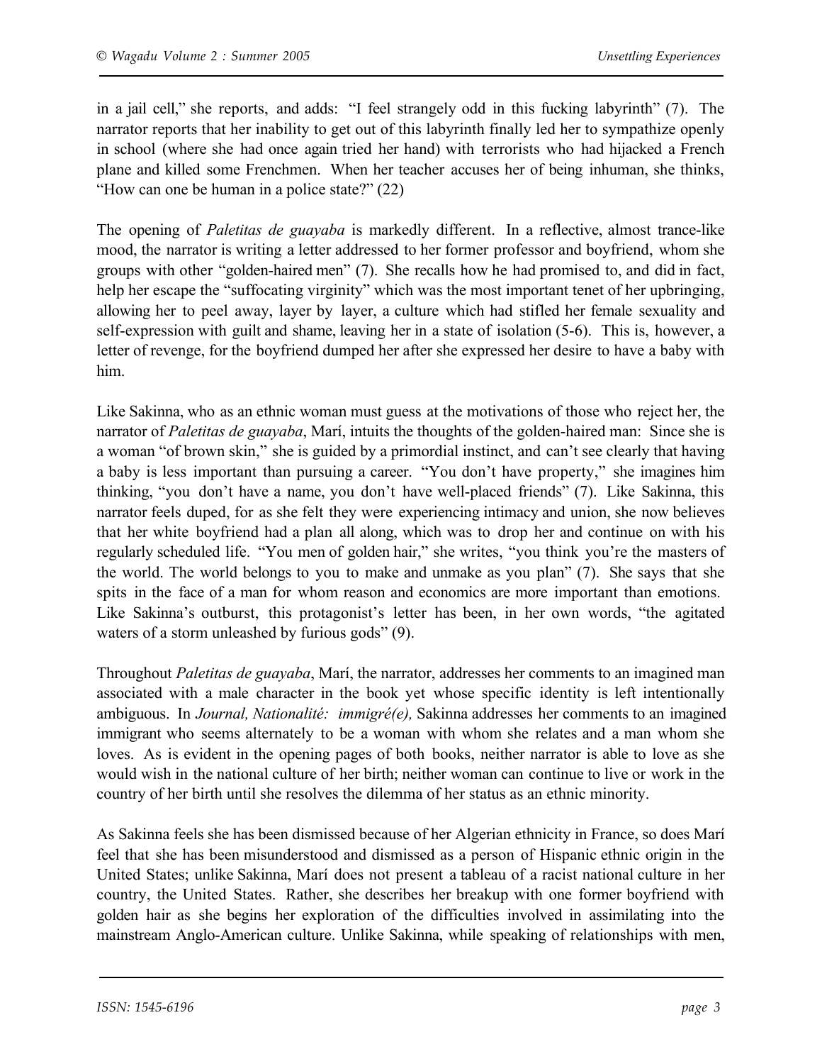in a jail cell," she reports, and adds: "I feel strangely odd in this fucking labyrinth" (7). The narrator reports that her inability to get out of this labyrinth finally led her to sympathize openly in school (where she had once again tried her hand) with terrorists who had hijacked a French plane and killed some Frenchmen. When her teacher accuses her of being inhuman, she thinks, "How can one be human in a police state?" (22)

The opening of *Paletitas de guayaba* is markedly different. In a reflective, almost trance-like mood, the narrator is writing a letter addressed to her former professor and boyfriend, whom she groups with other "golden-haired men" (7). She recalls how he had promised to, and did in fact, help her escape the "suffocating virginity" which was the most important tenet of her upbringing, allowing her to peel away, layer by layer, a culture which had stifled her female sexuality and self-expression with guilt and shame, leaving her in a state of isolation (5-6). This is, however, a letter of revenge, for the boyfriend dumped her after she expressed her desire to have a baby with him.

Like Sakinna, who as an ethnic woman must guess at the motivations of those who reject her, the narrator of *Paletitas de guayaba*, Marí, intuits the thoughts of the golden-haired man: Since she is a woman "of brown skin," she is guided by a primordial instinct, and can't see clearly that having a baby is less important than pursuing a career. "You don't have property," she imagines him thinking, "you don't have a name, you don't have well-placed friends" (7). Like Sakinna, this narrator feels duped, for as she felt they were experiencing intimacy and union, she now believes that her white boyfriend had a plan all along, which was to drop her and continue on with his regularly scheduled life. "You men of golden hair," she writes, "you think you're the masters of the world. The world belongs to you to make and unmake as you plan" (7). She says that she spits in the face of a man for whom reason and economics are more important than emotions. Like Sakinna's outburst, this protagonist's letter has been, in her own words, "the agitated waters of a storm unleashed by furious gods" (9).

Throughout *Paletitas de guayaba*, Marí, the narrator, addresses her comments to an imagined man associated with a male character in the book yet whose specific identity is left intentionally ambiguous. In *Journal, Nationalité: immigré(e),* Sakinna addresses her comments to an imagined immigrant who seems alternately to be a woman with whom she relates and a man whom she loves. As is evident in the opening pages of both books, neither narrator is able to love as she would wish in the national culture of her birth; neither woman can continue to live or work in the country of her birth until she resolves the dilemma of her status as an ethnic minority.

As Sakinna feels she has been dismissed because of her Algerian ethnicity in France, so does Marí feel that she has been misunderstood and dismissed as a person of Hispanic ethnic origin in the United States; unlike Sakinna, Marí does not present a tableau of a racist national culture in her country, the United States. Rather, she describes her breakup with one former boyfriend with golden hair as she begins her exploration of the difficulties involved in assimilating into the mainstream Anglo-American culture. Unlike Sakinna, while speaking of relationships with men,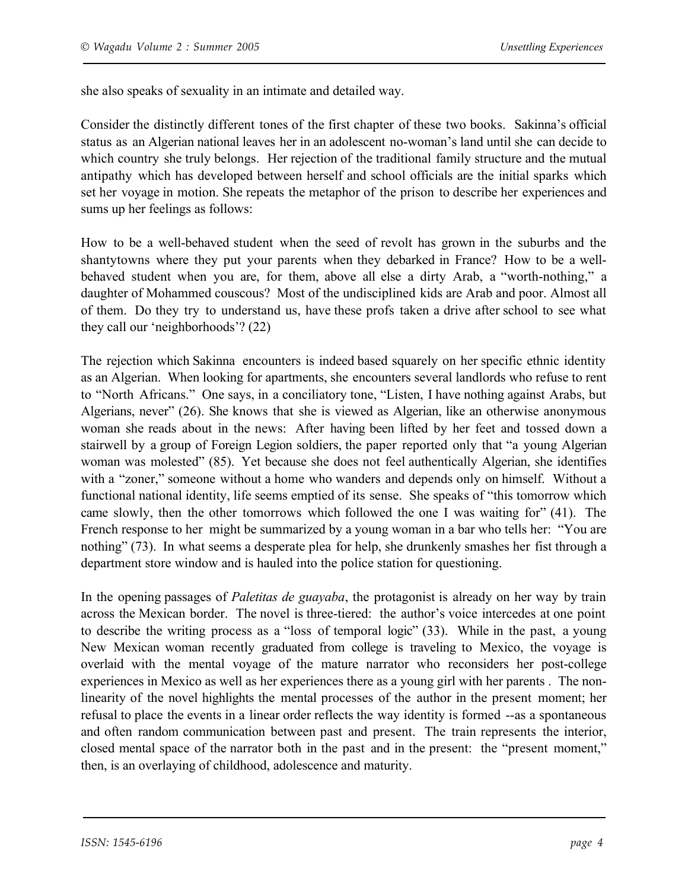she also speaks of sexuality in an intimate and detailed way.

Consider the distinctly different tones of the first chapter of these two books. Sakinna's official status as an Algerian national leaves her in an adolescent no-woman's land until she can decide to which country she truly belongs. Her rejection of the traditional family structure and the mutual antipathy which has developed between herself and school officials are the initial sparks which set her voyage in motion. She repeats the metaphor of the prison to describe her experiences and sums up her feelings as follows:

How to be a well-behaved student when the seed of revolt has grown in the suburbs and the shantytowns where they put your parents when they debarked in France? How to be a well-behaved student when you are, for them, above all else a dirty Arab, a "worth-nothing," a daughter of Mohammed couscous? Most of the undisciplined kids are Arab and poor. Almost all of them. Do they try to understand us, have these profs taken a drive after school to see what they call our 'neighborhoods'? (22)

The rejection which Sakinna encounters is indeed based squarely on her specific ethnic identity as an Algerian. When looking for apartments, she encounters several landlords who refuse to rent to "North Africans." One says, in a conciliatory tone, "Listen, I have nothing against Arabs, but Algerians, never" (26). She knows that she is viewed as Algerian, like an otherwise anonymous woman she reads about in the news: After having been lifted by her feet and tossed down a stairwell by a group of Foreign Legion soldiers, the paper reported only that "a young Algerian woman was molested" (85). Yet because she does not feel authentically Algerian, she identifies with a "zoner," someone without a home who wanders and depends only on himself. Without a functional national identity, life seems emptied of its sense. She speaks of "this tomorrow which came slowly, then the other tomorrows which followed the one I was waiting for" (41). The French response to her might be summarized by a young woman in a bar who tells her: "You are nothing" (73). In what seems a desperate plea for help, she drunkenly smashes her fist through a department store window and is hauled into the police station for questioning.

In the opening passages of *Paletitas de guayaba*, the protagonist is already on her way by train across the Mexican border. The novel is three-tiered: the author's voice intercedes at one point to describe the writing process as a "loss of temporal logic" (33). While in the past, a young New Mexican woman recently graduated from college is traveling to Mexico, the voyage is overlaid with the mental voyage of the mature narrator who reconsiders her post-college experiences in Mexico as well as her experiences there as a young girl with her parents . The non-linearity of the novel highlights the mental processes of the author in the present moment; her refusal to place the events in a linear order reflects the way identity is formed --as a spontaneous and often random communication between past and present. The train represents the interior, closed mental space of the narrator both in the past and in the present: the "present moment," then, is an overlaying of childhood, adolescence and maturity.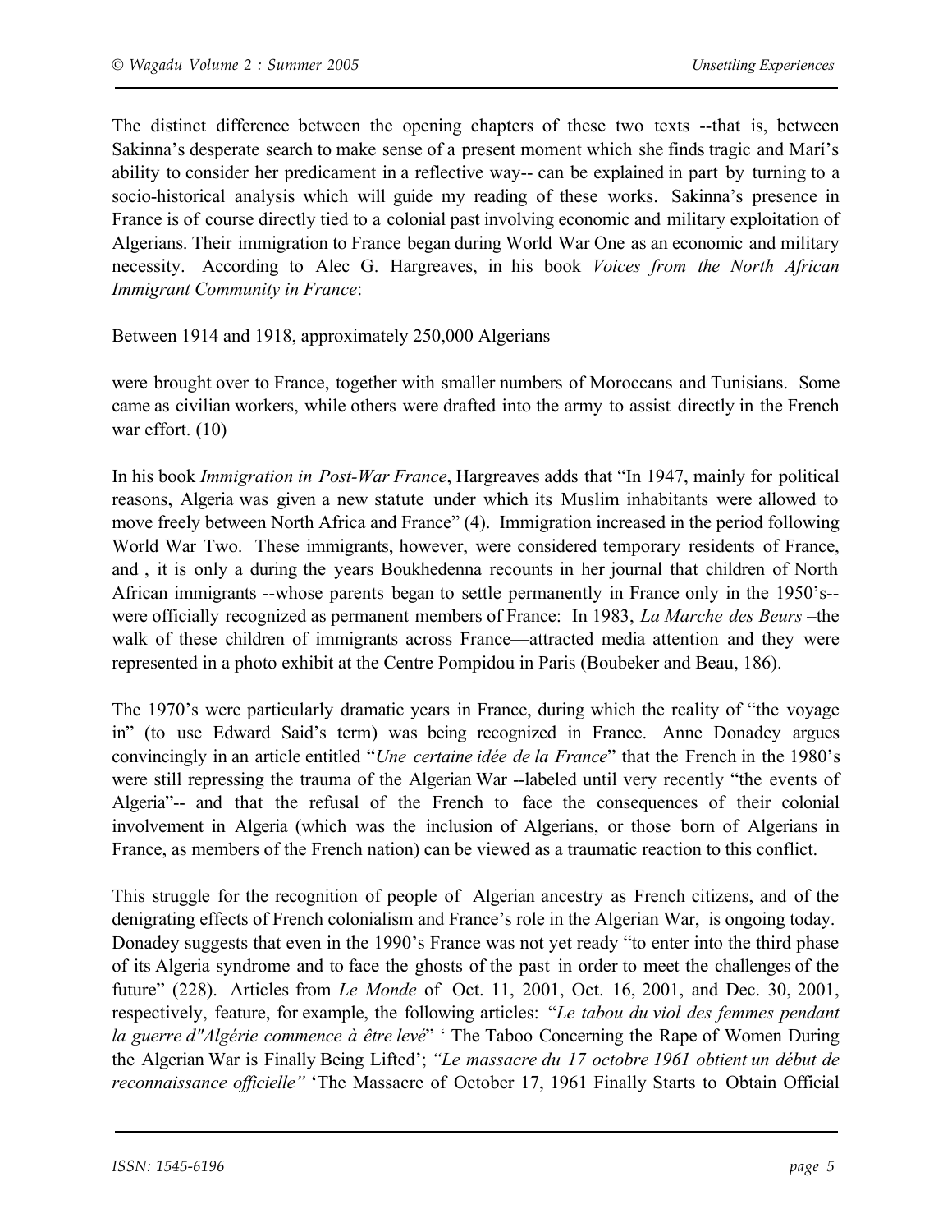The distinct difference between the opening chapters of these two texts --that is, between Sakinna's desperate search to make sense of a present moment which she finds tragic and Marí's ability to consider her predicament in a reflective way-- can be explained in part by turning to a socio-historical analysis which will guide my reading of these works. Sakinna's presence in France is of course directly tied to a colonial past involving economic and military exploitation of Algerians. Their immigration to France began during World War One as an economic and military necessity. According to Alec G. Hargreaves, in his book *Voices from the North African Immigrant Community in France*:

Between 1914 and 1918, approximately 250,000 Algerians

were brought over to France, together with smaller numbers of Moroccans and Tunisians. Some came as civilian workers, while others were drafted into the army to assist directly in the French war effort. (10)

In his book *Immigration in Post-War France*, Hargreaves adds that "In 1947, mainly for political reasons, Algeria was given a new statute under which its Muslim inhabitants were allowed to move freely between North Africa and France" (4). Immigration increased in the period following World War Two. These immigrants, however, were considered temporary residents of France, and , it is only a during the years Boukhedenna recounts in her journal that children of North African immigrants --whose parents began to settle permanently in France only in the 1950's--were officially recognized as permanent members of France: In 1983, *La Marche des Beurs* –the walk of these children of immigrants across France—attracted media attention and they were represented in a photo exhibit at the Centre Pompidou in Paris (Boubeker and Beau, 186).

The 1970's were particularly dramatic years in France, during which the reality of "the voyage in" (to use Edward Said's term) was being recognized in France. Anne Donadey argues convincingly in an article entitled "*Une certaine idée de la France*" that the French in the 1980's were still repressing the trauma of the Algerian War --labeled until very recently "the events of Algeria"-- and that the refusal of the French to face the consequences of their colonial involvement in Algeria (which was the inclusion of Algerians, or those born of Algerians in France, as members of the French nation) can be viewed as a traumatic reaction to this conflict.

This struggle for the recognition of people of Algerian ancestry as French citizens, and of the denigrating effects of French colonialism and France's role in the Algerian War, is ongoing today. Donadey suggests that even in the 1990's France was not yet ready "to enter into the third phase of its Algeria syndrome and to face the ghosts of the past in order to meet the challenges of the future" (228). Articles from *Le Monde* of Oct. 11, 2001, Oct. 16, 2001, and Dec. 30, 2001, respectively, feature, for example, the following articles: "*Le tabou du viol des femmes pendant la guerre d"Algérie commence à être levé*" ' The Taboo Concerning the Rape of Women During the Algerian War is Finally Being Lifted'; *"Le massacre du 17 octobre 1961 obtient un début de reconnaissance officielle"* 'The Massacre of October 17, 1961 Finally Starts to Obtain Official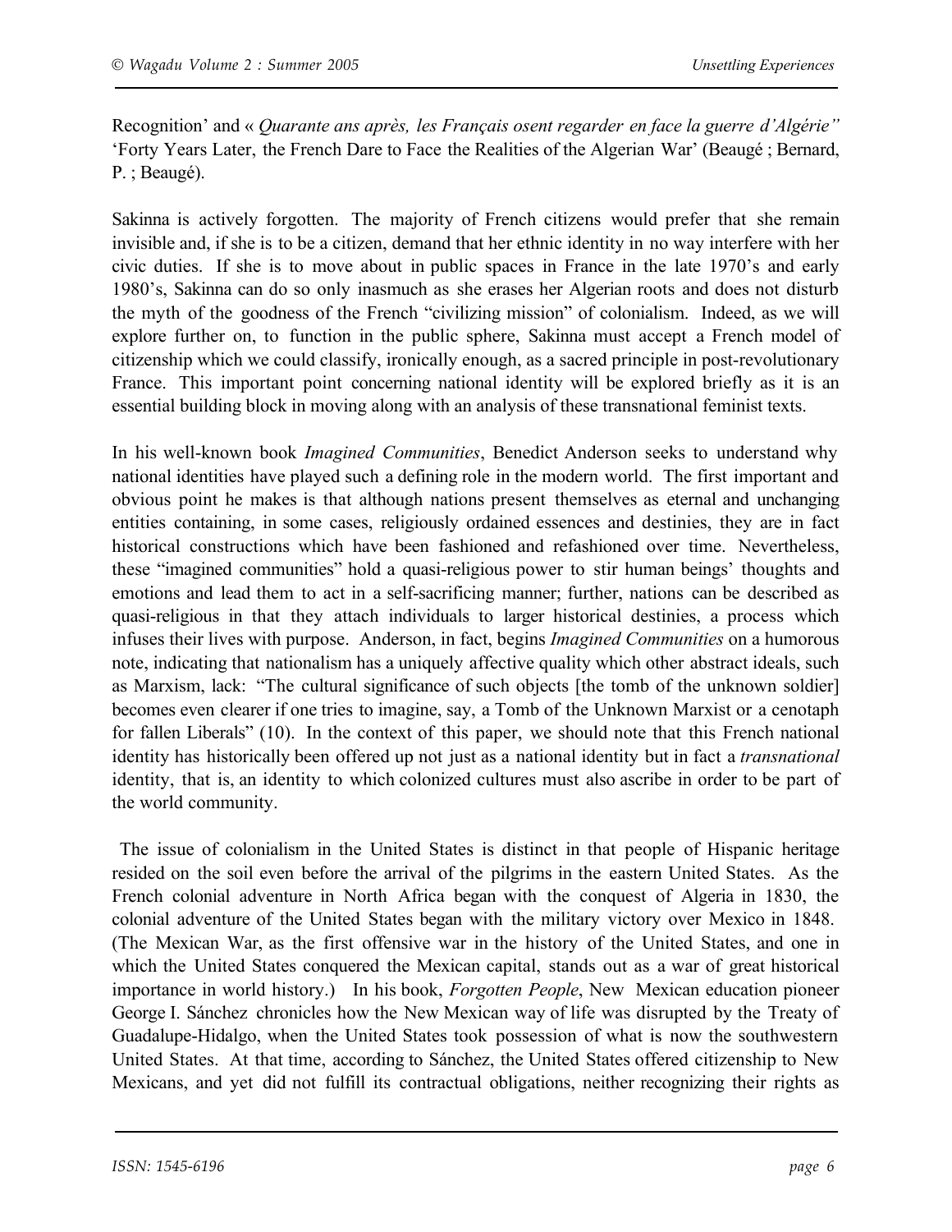Recognition' and « *Quarante ans après, les Français osent regarder en face la guerre d'Algérie"* 'Forty Years Later, the French Dare to Face the Realities of the Algerian War' (Beaugé ; Bernard, P. ; Beaugé).

Sakinna is actively forgotten. The majority of French citizens would prefer that she remain invisible and, if she is to be a citizen, demand that her ethnic identity in no way interfere with her civic duties. If she is to move about in public spaces in France in the late 1970's and early 1980's, Sakinna can do so only inasmuch as she erases her Algerian roots and does not disturb the myth of the goodness of the French "civilizing mission" of colonialism. Indeed, as we will explore further on, to function in the public sphere, Sakinna must accept a French model of citizenship which we could classify, ironically enough, as a sacred principle in post-revolutionary France. This important point concerning national identity will be explored briefly as it is an essential building block in moving along with an analysis of these transnational feminist texts.

In his well-known book *Imagined Communities*, Benedict Anderson seeks to understand why national identities have played such a defining role in the modern world. The first important and obvious point he makes is that although nations present themselves as eternal and unchanging entities containing, in some cases, religiously ordained essences and destinies, they are in fact historical constructions which have been fashioned and refashioned over time. Nevertheless, these "imagined communities" hold a quasi-religious power to stir human beings' thoughts and emotions and lead them to act in a self-sacrificing manner; further, nations can be described as quasi-religious in that they attach individuals to larger historical destinies, a process which infuses their lives with purpose. Anderson, in fact, begins *Imagined Communities* on a humorous note, indicating that nationalism has a uniquely affective quality which other abstract ideals, such as Marxism, lack: "The cultural significance of such objects [the tomb of the unknown soldier] becomes even clearer if one tries to imagine, say, a Tomb of the Unknown Marxist or a cenotaph for fallen Liberals" (10). In the context of this paper, we should note that this French national identity has historically been offered up not just as a national identity but in fact a *transnational* identity, that is, an identity to which colonized cultures must also ascribe in order to be part of the world community.

The issue of colonialism in the United States is distinct in that people of Hispanic heritage resided on the soil even before the arrival of the pilgrims in the eastern United States. As the French colonial adventure in North Africa began with the conquest of Algeria in 1830, the colonial adventure of the United States began with the military victory over Mexico in 1848. (The Mexican War, as the first offensive war in the history of the United States, and one in which the United States conquered the Mexican capital, stands out as a war of great historical importance in world history.) In his book, *Forgotten People*, New Mexican education pioneer George I. Sánchez chronicles how the New Mexican way of life was disrupted by the Treaty of Guadalupe-Hidalgo, when the United States took possession of what is now the southwestern United States. At that time, according to Sánchez, the United States offered citizenship to New Mexicans, and yet did not fulfill its contractual obligations, neither recognizing their rights as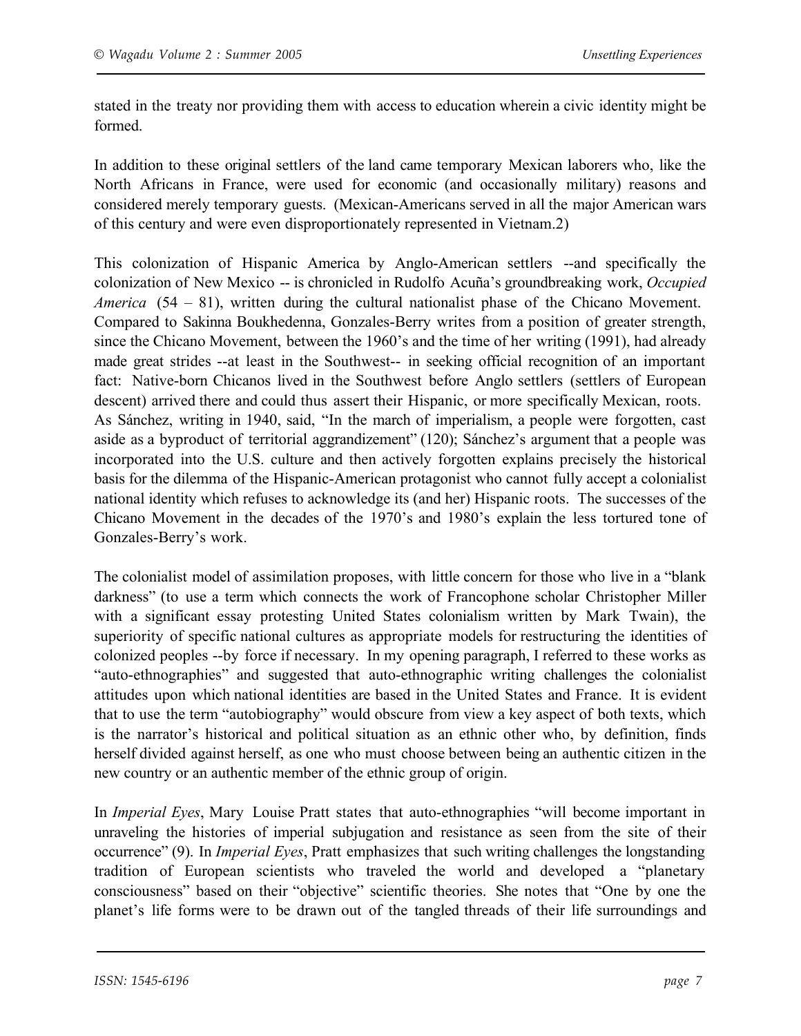stated in the treaty nor providing them with access to education wherein a civic identity might be formed.

In addition to these original settlers of the land came temporary Mexican laborers who, like the North Africans in France, were used for economic (and occasionally military) reasons and considered merely temporary guests. (Mexican-Americans served in all the major American wars of this century and were even disproportionately represented in Vietnam.2)

This colonization of Hispanic America by Anglo-American settlers --and specifically the colonization of New Mexico -- is chronicled in Rudolfo Acuña's groundbreaking work, *Occupied America* (54 – 81), written during the cultural nationalist phase of the Chicano Movement. Compared to Sakinna Boukhedenna, Gonzales-Berry writes from a position of greater strength, since the Chicano Movement, between the 1960's and the time of her writing (1991), had already made great strides --at least in the Southwest-- in seeking official recognition of an important fact: Native-born Chicanos lived in the Southwest before Anglo settlers (settlers of European descent) arrived there and could thus assert their Hispanic, or more specifically Mexican, roots. As Sánchez, writing in 1940, said, "In the march of imperialism, a people were forgotten, cast aside as a byproduct of territorial aggrandizement" (120); Sánchez's argument that a people was incorporated into the U.S. culture and then actively forgotten explains precisely the historical basis for the dilemma of the Hispanic-American protagonist who cannot fully accept a colonialist national identity which refuses to acknowledge its (and her) Hispanic roots. The successes of the Chicano Movement in the decades of the 1970's and 1980's explain the less tortured tone of Gonzales-Berry's work.

The colonialist model of assimilation proposes, with little concern for those who live in a "blank darkness" (to use a term which connects the work of Francophone scholar Christopher Miller with a significant essay protesting United States colonialism written by Mark Twain), the superiority of specific national cultures as appropriate models for restructuring the identities of colonized peoples --by force if necessary. In my opening paragraph, I referred to these works as "auto-ethnographies" and suggested that auto-ethnographic writing challenges the colonialist attitudes upon which national identities are based in the United States and France. It is evident that to use the term "autobiography" would obscure from view a key aspect of both texts, which is the narrator's historical and political situation as an ethnic other who, by definition, finds herself divided against herself, as one who must choose between being an authentic citizen in the new country or an authentic member of the ethnic group of origin.

In *Imperial Eyes*, Mary Louise Pratt states that auto-ethnographies "will become important in unraveling the histories of imperial subjugation and resistance as seen from the site of their occurrence" (9). In *Imperial Eyes*, Pratt emphasizes that such writing challenges the longstanding tradition of European scientists who traveled the world and developed a "planetary consciousness" based on their "objective" scientific theories. She notes that "One by one the planet's life forms were to be drawn out of the tangled threads of their life surroundings and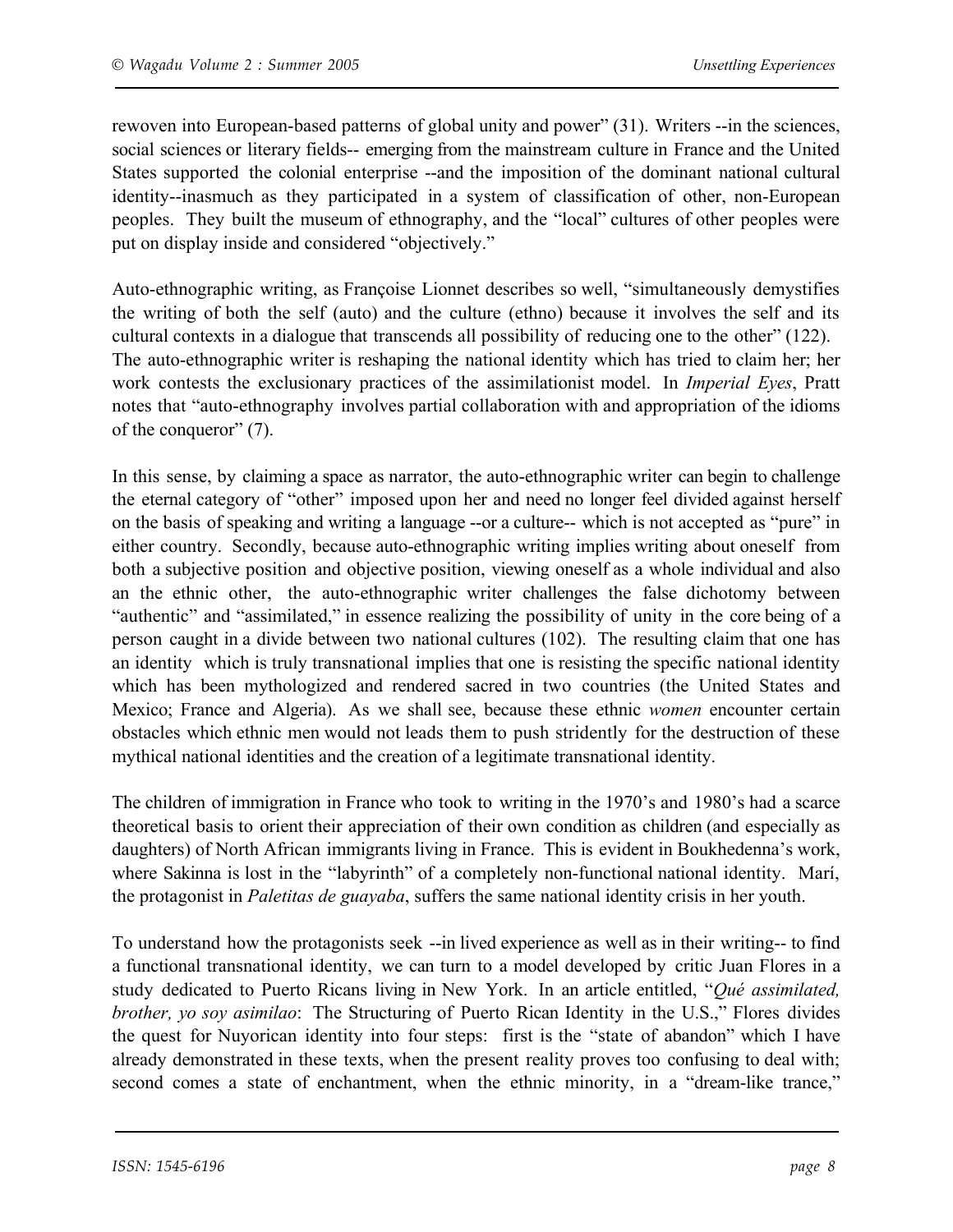rewoven into European-based patterns of global unity and power" (31). Writers --in the sciences, social sciences or literary fields-- emerging from the mainstream culture in France and the United States supported the colonial enterprise --and the imposition of the dominant national cultural identity--inasmuch as they participated in a system of classification of other, non-European peoples. They built the museum of ethnography, and the "local" cultures of other peoples were put on display inside and considered "objectively."

Auto-ethnographic writing, as Françoise Lionnet describes so well, "simultaneously demystifies the writing of both the self (auto) and the culture (ethno) because it involves the self and its cultural contexts in a dialogue that transcends all possibility of reducing one to the other" (122). The auto-ethnographic writer is reshaping the national identity which has tried to claim her; her work contests the exclusionary practices of the assimilationist model. In *Imperial Eyes*, Pratt notes that "auto-ethnography involves partial collaboration with and appropriation of the idioms of the conqueror" (7).

In this sense, by claiming a space as narrator, the auto-ethnographic writer can begin to challenge the eternal category of "other" imposed upon her and need no longer feel divided against herself on the basis of speaking and writing a language --or a culture-- which is not accepted as "pure" in either country. Secondly, because auto-ethnographic writing implies writing about oneself from both a subjective position and objective position, viewing oneself as a whole individual and also an the ethnic other, the auto-ethnographic writer challenges the false dichotomy between "authentic" and "assimilated," in essence realizing the possibility of unity in the core being of a person caught in a divide between two national cultures (102). The resulting claim that one has an identity which is truly transnational implies that one is resisting the specific national identity which has been mythologized and rendered sacred in two countries (the United States and Mexico; France and Algeria). As we shall see, because these ethnic *women* encounter certain obstacles which ethnic men would not leads them to push stridently for the destruction of these mythical national identities and the creation of a legitimate transnational identity.

The children of immigration in France who took to writing in the 1970's and 1980's had a scarce theoretical basis to orient their appreciation of their own condition as children (and especially as daughters) of North African immigrants living in France. This is evident in Boukhedenna's work, where Sakinna is lost in the "labyrinth" of a completely non-functional national identity. Marí, the protagonist in *Paletitas de guayaba*, suffers the same national identity crisis in her youth.

To understand how the protagonists seek --in lived experience as well as in their writing-- to find a functional transnational identity, we can turn to a model developed by critic Juan Flores in a study dedicated to Puerto Ricans living in New York. In an article entitled, "*Qué assimilated, brother, yo soy asimilao*: The Structuring of Puerto Rican Identity in the U.S.," Flores divides the quest for Nuyorican identity into four steps: first is the "state of abandon" which I have already demonstrated in these texts, when the present reality proves too confusing to deal with; second comes a state of enchantment, when the ethnic minority, in a "dream-like trance,"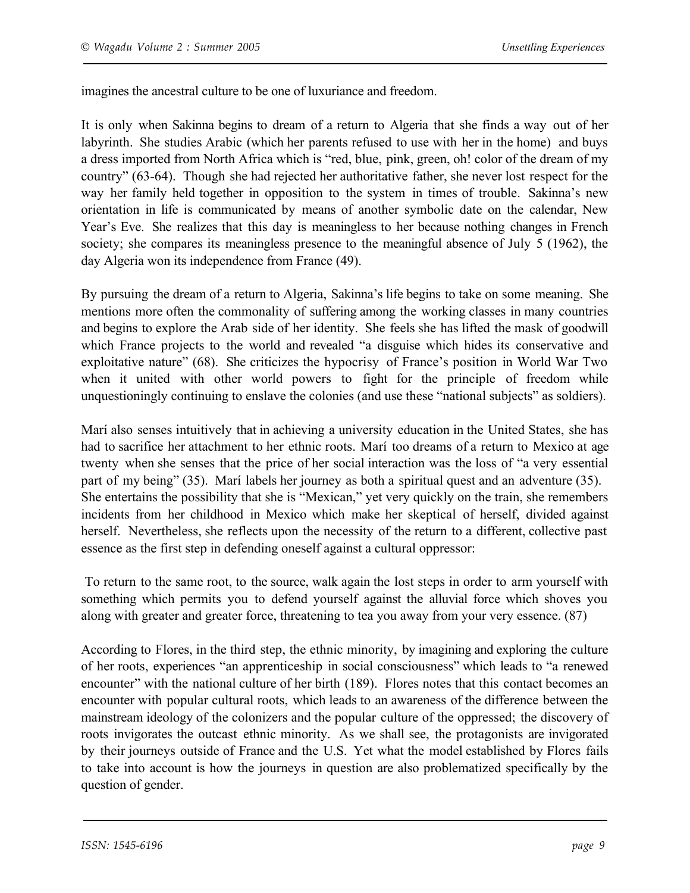imagines the ancestral culture to be one of luxuriance and freedom.

It is only when Sakinna begins to dream of a return to Algeria that she finds a way out of her labyrinth. She studies Arabic (which her parents refused to use with her in the home) and buys a dress imported from North Africa which is "red, blue, pink, green, oh! color of the dream of my country" (63-64). Though she had rejected her authoritative father, she never lost respect for the way her family held together in opposition to the system in times of trouble. Sakinna's new orientation in life is communicated by means of another symbolic date on the calendar, New Year's Eve. She realizes that this day is meaningless to her because nothing changes in French society; she compares its meaningless presence to the meaningful absence of July 5 (1962), the day Algeria won its independence from France (49).

By pursuing the dream of a return to Algeria, Sakinna's life begins to take on some meaning. She mentions more often the commonality of suffering among the working classes in many countries and begins to explore the Arab side of her identity. She feels she has lifted the mask of goodwill which France projects to the world and revealed "a disguise which hides its conservative and exploitative nature" (68). She criticizes the hypocrisy of France's position in World War Two when it united with other world powers to fight for the principle of freedom while unquestioningly continuing to enslave the colonies (and use these "national subjects" as soldiers).

Marí also senses intuitively that in achieving a university education in the United States, she has had to sacrifice her attachment to her ethnic roots. Marí too dreams of a return to Mexico at age twenty when she senses that the price of her social interaction was the loss of "a very essential part of my being" (35). Marí labels her journey as both a spiritual quest and an adventure (35). She entertains the possibility that she is "Mexican," yet very quickly on the train, she remembers incidents from her childhood in Mexico which make her skeptical of herself, divided against herself. Nevertheless, she reflects upon the necessity of the return to a different, collective past essence as the first step in defending oneself against a cultural oppressor:

> To return to the same root, to the source, walk again the lost steps in order to arm yourself with something which permits you to defend yourself against the alluvial force which shoves you along with greater and greater force, threatening to tea you away from your very essence. (87)

According to Flores, in the third step, the ethnic minority, by imagining and exploring the culture of her roots, experiences "an apprenticeship in social consciousness" which leads to "a renewed encounter" with the national culture of her birth (189). Flores notes that this contact becomes an encounter with popular cultural roots, which leads to an awareness of the difference between the mainstream ideology of the colonizers and the popular culture of the oppressed; the discovery of roots invigorates the outcast ethnic minority. As we shall see, the protagonists are invigorated by their journeys outside of France and the U.S. Yet what the model established by Flores fails to take into account is how the journeys in question are also problematized specifically by the question of gender.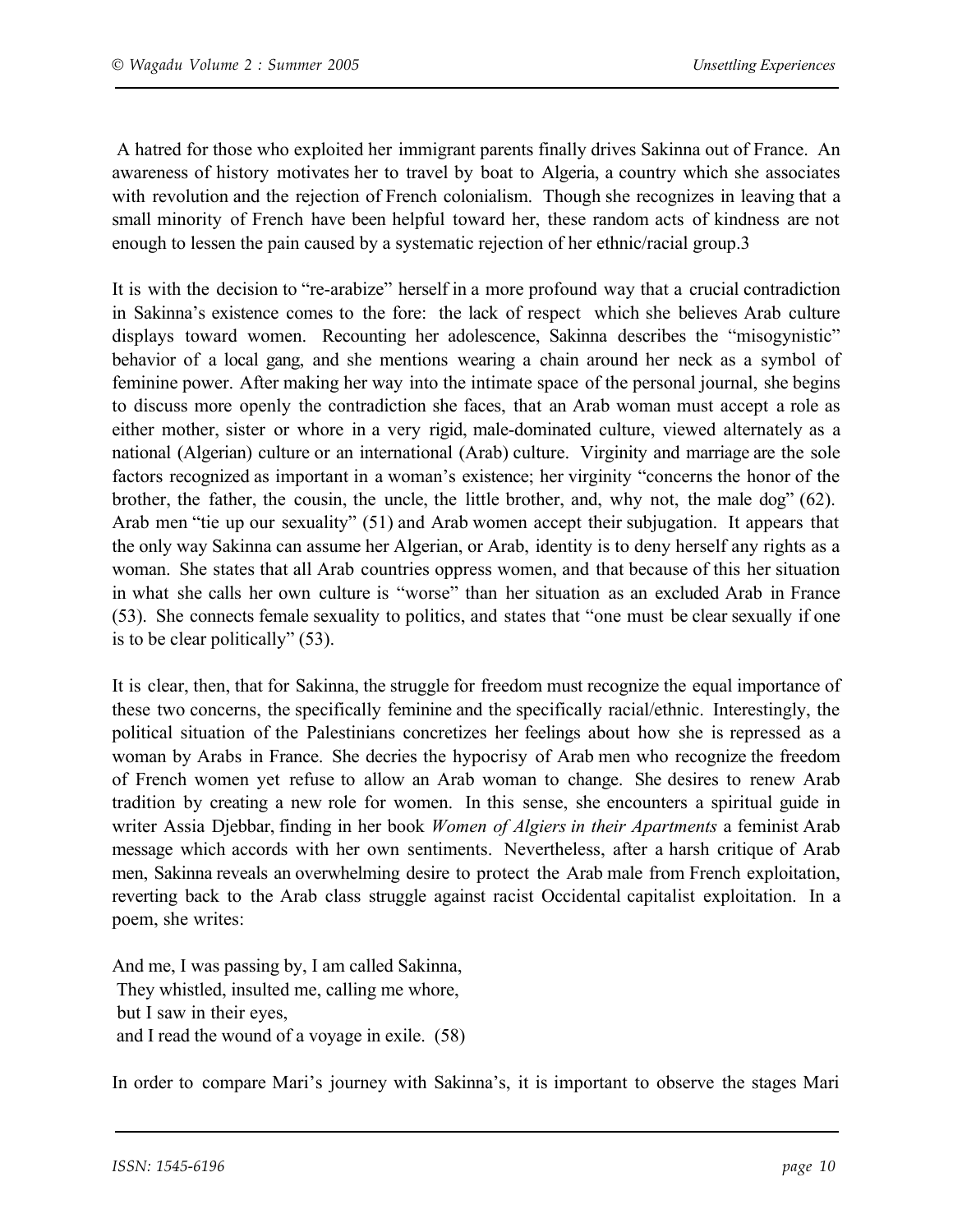A hatred for those who exploited her immigrant parents finally drives Sakinna out of France. An awareness of history motivates her to travel by boat to Algeria, a country which she associates with revolution and the rejection of French colonialism. Though she recognizes in leaving that a small minority of French have been helpful toward her, these random acts of kindness are not enough to lessen the pain caused by a systematic rejection of her ethnic/racial group.3

It is with the decision to "re-arabize" herself in a more profound way that a crucial contradiction in Sakinna's existence comes to the fore: the lack of respect which she believes Arab culture displays toward women. Recounting her adolescence, Sakinna describes the "misogynistic" behavior of a local gang, and she mentions wearing a chain around her neck as a symbol of feminine power. After making her way into the intimate space of the personal journal, she begins to discuss more openly the contradiction she faces, that an Arab woman must accept a role as either mother, sister or whore in a very rigid, male-dominated culture, viewed alternately as a national (Algerian) culture or an international (Arab) culture. Virginity and marriage are the sole factors recognized as important in a woman's existence; her virginity "concerns the honor of the brother, the father, the cousin, the uncle, the little brother, and, why not, the male dog" (62). Arab men "tie up our sexuality" (51) and Arab women accept their subjugation. It appears that the only way Sakinna can assume her Algerian, or Arab, identity is to deny herself any rights as a woman. She states that all Arab countries oppress women, and that because of this her situation in what she calls her own culture is "worse" than her situation as an excluded Arab in France (53). She connects female sexuality to politics, and states that "one must be clear sexually if one is to be clear politically" (53).

It is clear, then, that for Sakinna, the struggle for freedom must recognize the equal importance of these two concerns, the specifically feminine and the specifically racial/ethnic. Interestingly, the political situation of the Palestinians concretizes her feelings about how she is repressed as a woman by Arabs in France. She decries the hypocrisy of Arab men who recognize the freedom of French women yet refuse to allow an Arab woman to change. She desires to renew Arab tradition by creating a new role for women. In this sense, she encounters a spiritual guide in writer Assia Djebbar, finding in her book *Women of Algiers in their Apartments* a feminist Arab message which accords with her own sentiments. Nevertheless, after a harsh critique of Arab men, Sakinna reveals an overwhelming desire to protect the Arab male from French exploitation, reverting back to the Arab class struggle against racist Occidental capitalist exploitation. In a poem, she writes:

And me, I was passing by, I am called Sakinna,  
They whistled, insulted me, calling me whore,  
but I saw in their eyes,  
and I read the wound of a voyage in exile. (58)

In order to compare Mari's journey with Sakinna's, it is important to observe the stages Mari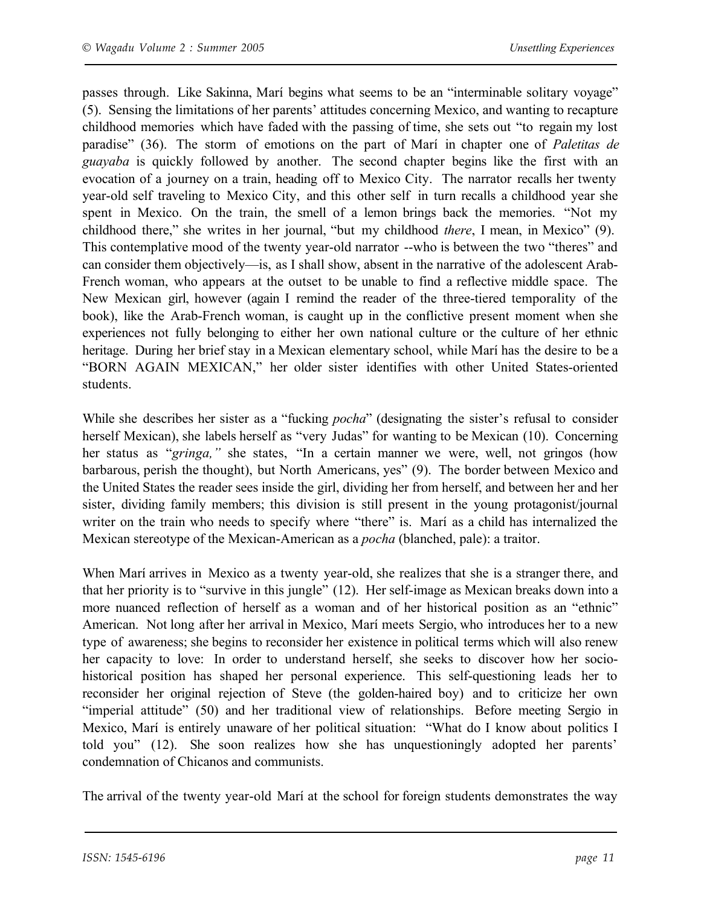passes through. Like Sakinna, Marí begins what seems to be an "interminable solitary voyage" (5). Sensing the limitations of her parents' attitudes concerning Mexico, and wanting to recapture childhood memories which have faded with the passing of time, she sets out "to regain my lost paradise" (36). The storm of emotions on the part of Marí in chapter one of *Paletitas de guayaba* is quickly followed by another. The second chapter begins like the first with an evocation of a journey on a train, heading off to Mexico City. The narrator recalls her twenty year-old self traveling to Mexico City, and this other self in turn recalls a childhood year she spent in Mexico. On the train, the smell of a lemon brings back the memories. "Not my childhood there," she writes in her journal, "but my childhood *there*, I mean, in Mexico" (9). This contemplative mood of the twenty year-old narrator --who is between the two "theres" and can consider them objectively—is, as I shall show, absent in the narrative of the adolescent Arab-French woman, who appears at the outset to be unable to find a reflective middle space. The New Mexican girl, however (again I remind the reader of the three-tiered temporality of the book), like the Arab-French woman, is caught up in the conflictive present moment when she experiences not fully belonging to either her own national culture or the culture of her ethnic heritage. During her brief stay in a Mexican elementary school, while Marí has the desire to be a "BORN AGAIN MEXICAN," her older sister identifies with other United States-oriented students.

While she describes her sister as a "fucking *pocha*" (designating the sister's refusal to consider herself Mexican), she labels herself as "very Judas" for wanting to be Mexican (10). Concerning her status as "*gringa,"* she states, "In a certain manner we were, well, not gringos (how barbarous, perish the thought), but North Americans, yes" (9). The border between Mexico and the United States the reader sees inside the girl, dividing her from herself, and between her and her sister, dividing family members; this division is still present in the young protagonist/journal writer on the train who needs to specify where "there" is. Marí as a child has internalized the Mexican stereotype of the Mexican-American as a *pocha* (blanched, pale): a traitor.

When Marí arrives in Mexico as a twenty year-old, she realizes that she is a stranger there, and that her priority is to "survive in this jungle" (12). Her self-image as Mexican breaks down into a more nuanced reflection of herself as a woman and of her historical position as an "ethnic" American. Not long after her arrival in Mexico, Marí meets Sergio, who introduces her to a new type of awareness; she begins to reconsider her existence in political terms which will also renew her capacity to love: In order to understand herself, she seeks to discover how her socio-historical position has shaped her personal experience. This self-questioning leads her to reconsider her original rejection of Steve (the golden-haired boy) and to criticize her own "imperial attitude" (50) and her traditional view of relationships. Before meeting Sergio in Mexico, Marí is entirely unaware of her political situation: "What do I know about politics I told you" (12). She soon realizes how she has unquestioningly adopted her parents' condemnation of Chicanos and communists.

The arrival of the twenty year-old Marí at the school for foreign students demonstrates the way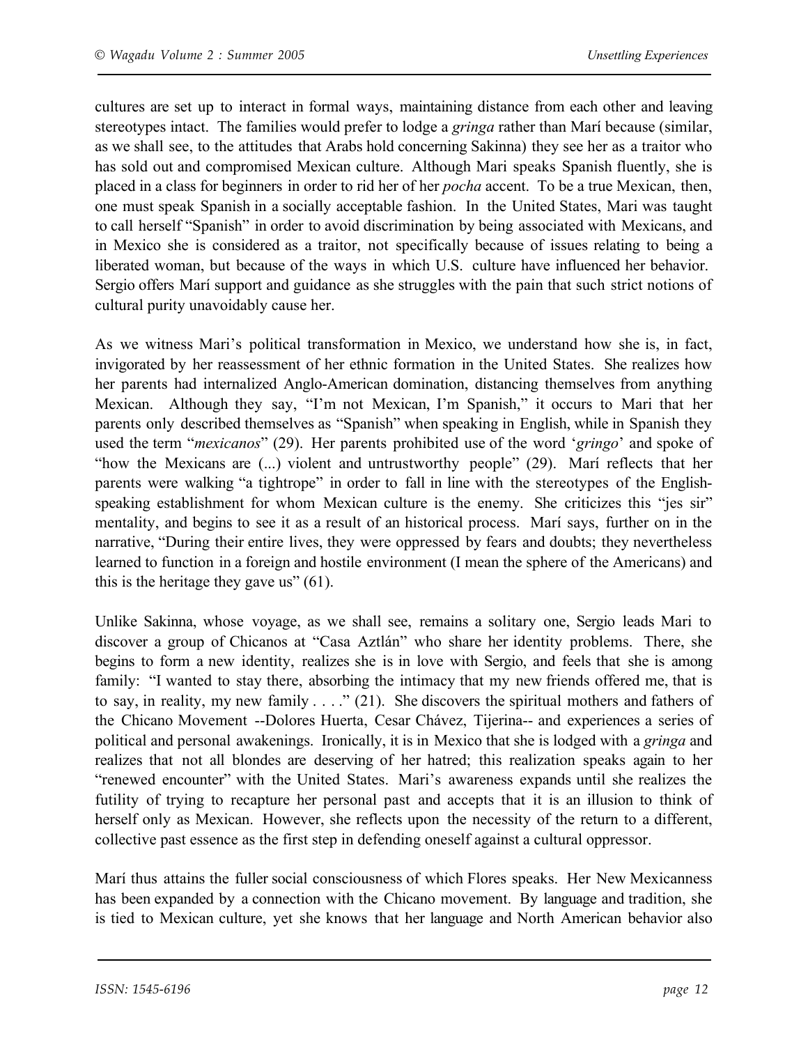cultures are set up to interact in formal ways, maintaining distance from each other and leaving stereotypes intact. The families would prefer to lodge a *gringa* rather than Marí because (similar, as we shall see, to the attitudes that Arabs hold concerning Sakinna) they see her as a traitor who has sold out and compromised Mexican culture. Although Mari speaks Spanish fluently, she is placed in a class for beginners in order to rid her of her *pocha* accent. To be a true Mexican, then, one must speak Spanish in a socially acceptable fashion. In the United States, Mari was taught to call herself "Spanish" in order to avoid discrimination by being associated with Mexicans, and in Mexico she is considered as a traitor, not specifically because of issues relating to being a liberated woman, but because of the ways in which U.S. culture have influenced her behavior. Sergio offers Marí support and guidance as she struggles with the pain that such strict notions of cultural purity unavoidably cause her.

As we witness Mari's political transformation in Mexico, we understand how she is, in fact, invigorated by her reassessment of her ethnic formation in the United States. She realizes how her parents had internalized Anglo-American domination, distancing themselves from anything Mexican. Although they say, "I'm not Mexican, I'm Spanish," it occurs to Mari that her parents only described themselves as "Spanish" when speaking in English, while in Spanish they used the term "*mexicanos*" (29). Her parents prohibited use of the word '*gringo*' and spoke of "how the Mexicans are (...) violent and untrustworthy people" (29). Marí reflects that her parents were walking "a tightrope" in order to fall in line with the stereotypes of the English-speaking establishment for whom Mexican culture is the enemy. She criticizes this "jes sir" mentality, and begins to see it as a result of an historical process. Marí says, further on in the narrative, "During their entire lives, they were oppressed by fears and doubts; they nevertheless learned to function in a foreign and hostile environment (I mean the sphere of the Americans) and this is the heritage they gave us" (61).

Unlike Sakinna, whose voyage, as we shall see, remains a solitary one, Sergio leads Mari to discover a group of Chicanos at "Casa Aztlán" who share her identity problems. There, she begins to form a new identity, realizes she is in love with Sergio, and feels that she is among family: "I wanted to stay there, absorbing the intimacy that my new friends offered me, that is to say, in reality, my new family . . . ." (21). She discovers the spiritual mothers and fathers of the Chicano Movement --Dolores Huerta, Cesar Chávez, Tijerina-- and experiences a series of political and personal awakenings. Ironically, it is in Mexico that she is lodged with a *gringa* and realizes that not all blondes are deserving of her hatred; this realization speaks again to her "renewed encounter" with the United States. Mari's awareness expands until she realizes the futility of trying to recapture her personal past and accepts that it is an illusion to think of herself only as Mexican. However, she reflects upon the necessity of the return to a different, collective past essence as the first step in defending oneself against a cultural oppressor.

Marí thus attains the fuller social consciousness of which Flores speaks. Her New Mexicanness has been expanded by a connection with the Chicano movement. By language and tradition, she is tied to Mexican culture, yet she knows that her language and North American behavior also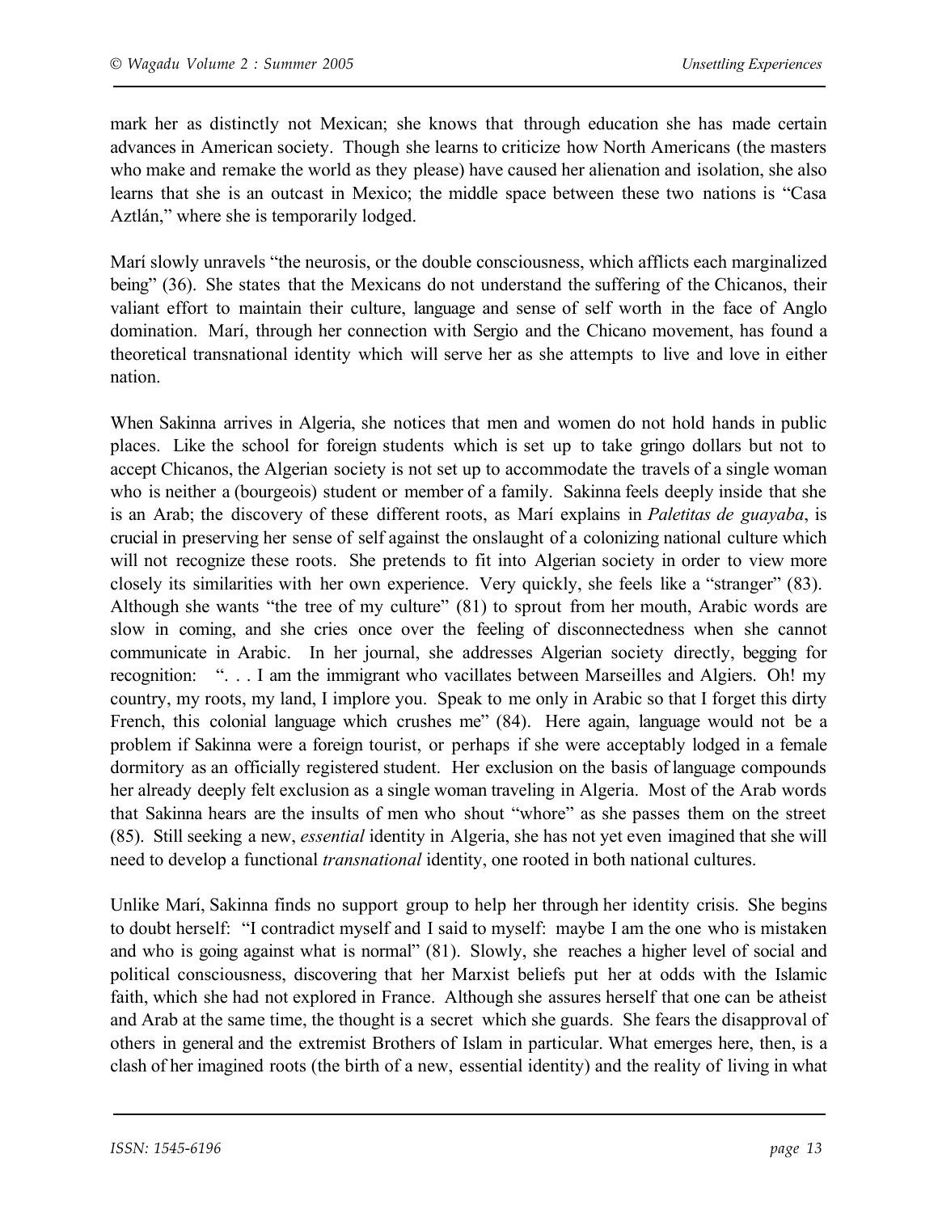mark her as distinctly not Mexican; she knows that through education she has made certain advances in American society. Though she learns to criticize how North Americans (the masters who make and remake the world as they please) have caused her alienation and isolation, she also learns that she is an outcast in Mexico; the middle space between these two nations is "Casa Aztlán," where she is temporarily lodged.

Marí slowly unravels "the neurosis, or the double consciousness, which afflicts each marginalized being" (36). She states that the Mexicans do not understand the suffering of the Chicanos, their valiant effort to maintain their culture, language and sense of self worth in the face of Anglo domination. Marí, through her connection with Sergio and the Chicano movement, has found a theoretical transnational identity which will serve her as she attempts to live and love in either nation.

When Sakinna arrives in Algeria, she notices that men and women do not hold hands in public places. Like the school for foreign students which is set up to take gringo dollars but not to accept Chicanos, the Algerian society is not set up to accommodate the travels of a single woman who is neither a (bourgeois) student or member of a family. Sakinna feels deeply inside that she is an Arab; the discovery of these different roots, as Marí explains in *Paletitas de guayaba*, is crucial in preserving her sense of self against the onslaught of a colonizing national culture which will not recognize these roots. She pretends to fit into Algerian society in order to view more closely its similarities with her own experience. Very quickly, she feels like a "stranger" (83). Although she wants "the tree of my culture" (81) to sprout from her mouth, Arabic words are slow in coming, and she cries once over the feeling of disconnectedness when she cannot communicate in Arabic. In her journal, she addresses Algerian society directly, begging for recognition: ". . . I am the immigrant who vacillates between Marseilles and Algiers. Oh! my country, my roots, my land, I implore you. Speak to me only in Arabic so that I forget this dirty French, this colonial language which crushes me" (84). Here again, language would not be a problem if Sakinna were a foreign tourist, or perhaps if she were acceptably lodged in a female dormitory as an officially registered student. Her exclusion on the basis of language compounds her already deeply felt exclusion as a single woman traveling in Algeria. Most of the Arab words that Sakinna hears are the insults of men who shout "whore" as she passes them on the street (85). Still seeking a new, *essential* identity in Algeria, she has not yet even imagined that she will need to develop a functional *transnational* identity, one rooted in both national cultures.

Unlike Marí, Sakinna finds no support group to help her through her identity crisis. She begins to doubt herself: "I contradict myself and I said to myself: maybe I am the one who is mistaken and who is going against what is normal" (81). Slowly, she reaches a higher level of social and political consciousness, discovering that her Marxist beliefs put her at odds with the Islamic faith, which she had not explored in France. Although she assures herself that one can be atheist and Arab at the same time, the thought is a secret which she guards. She fears the disapproval of others in general and the extremist Brothers of Islam in particular. What emerges here, then, is a clash of her imagined roots (the birth of a new, essential identity) and the reality of living in what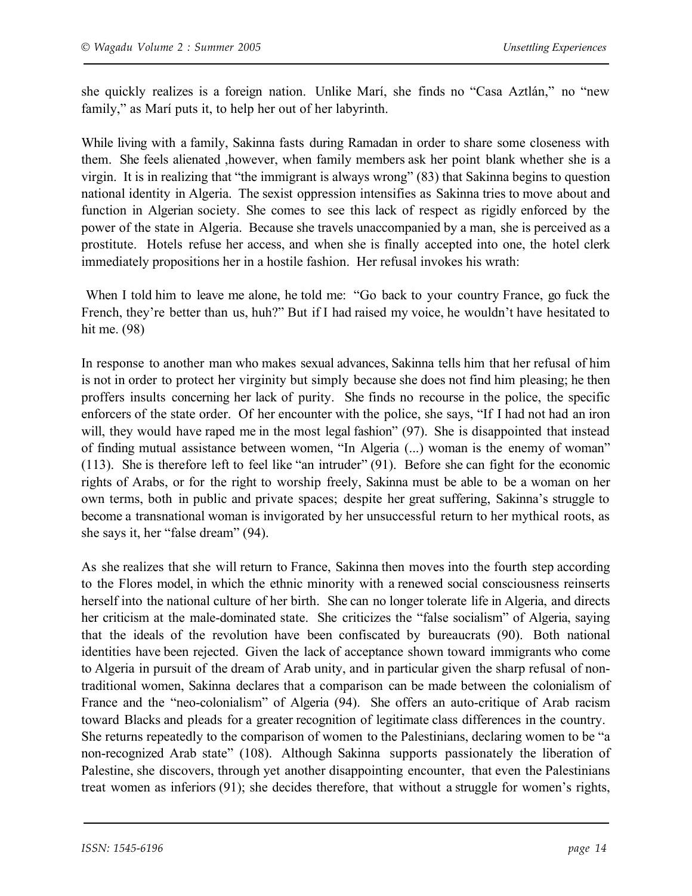she quickly realizes is a foreign nation. Unlike Marí, she finds no "Casa Aztlán," no "new family," as Marí puts it, to help her out of her labyrinth.

While living with a family, Sakinna fasts during Ramadan in order to share some closeness with them. She feels alienated ,however, when family members ask her point blank whether she is a virgin. It is in realizing that "the immigrant is always wrong" (83) that Sakinna begins to question national identity in Algeria. The sexist oppression intensifies as Sakinna tries to move about and function in Algerian society. She comes to see this lack of respect as rigidly enforced by the power of the state in Algeria. Because she travels unaccompanied by a man, she is perceived as a prostitute. Hotels refuse her access, and when she is finally accepted into one, the hotel clerk immediately propositions her in a hostile fashion. Her refusal invokes his wrath:

> When I told him to leave me alone, he told me: "Go back to your country France, go fuck the French, they're better than us, huh?" But if I had raised my voice, he wouldn't have hesitated to hit me. (98)

In response to another man who makes sexual advances, Sakinna tells him that her refusal of him is not in order to protect her virginity but simply because she does not find him pleasing; he then proffers insults concerning her lack of purity. She finds no recourse in the police, the specific enforcers of the state order. Of her encounter with the police, she says, "If I had not had an iron will, they would have raped me in the most legal fashion" (97). She is disappointed that instead of finding mutual assistance between women, "In Algeria (...) woman is the enemy of woman" (113). She is therefore left to feel like "an intruder" (91). Before she can fight for the economic rights of Arabs, or for the right to worship freely, Sakinna must be able to be a woman on her own terms, both in public and private spaces; despite her great suffering, Sakinna's struggle to become a transnational woman is invigorated by her unsuccessful return to her mythical roots, as she says it, her "false dream" (94).

As she realizes that she will return to France, Sakinna then moves into the fourth step according to the Flores model, in which the ethnic minority with a renewed social consciousness reinserts herself into the national culture of her birth. She can no longer tolerate life in Algeria, and directs her criticism at the male-dominated state. She criticizes the "false socialism" of Algeria, saying that the ideals of the revolution have been confiscated by bureaucrats (90). Both national identities have been rejected. Given the lack of acceptance shown toward immigrants who come to Algeria in pursuit of the dream of Arab unity, and in particular given the sharp refusal of non-traditional women, Sakinna declares that a comparison can be made between the colonialism of France and the "neo-colonialism" of Algeria (94). She offers an auto-critique of Arab racism toward Blacks and pleads for a greater recognition of legitimate class differences in the country. She returns repeatedly to the comparison of women to the Palestinians, declaring women to be "a non-recognized Arab state" (108). Although Sakinna supports passionately the liberation of Palestine, she discovers, through yet another disappointing encounter, that even the Palestinians treat women as inferiors (91); she decides therefore, that without a struggle for women's rights,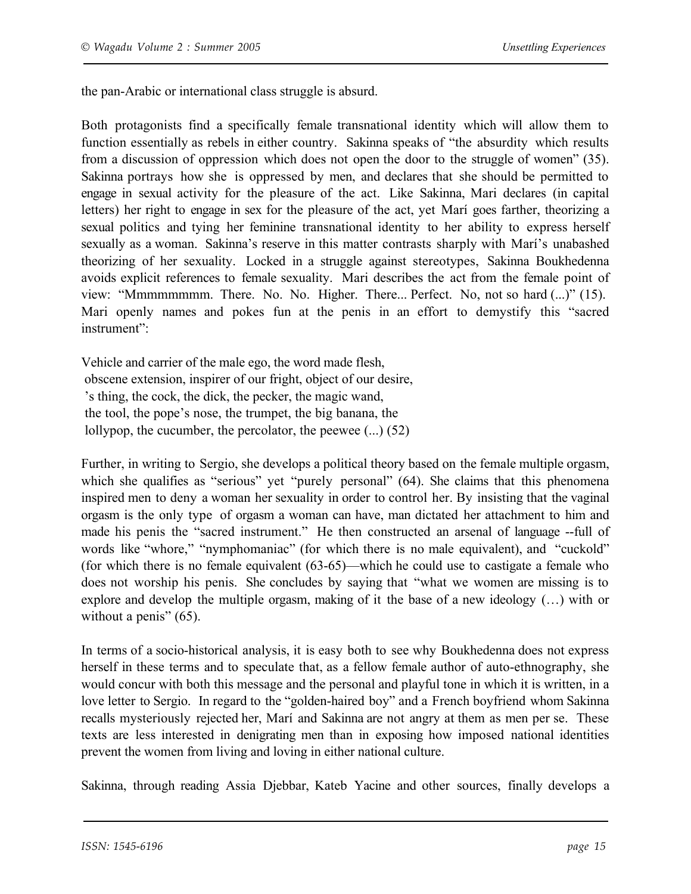the pan-Arabic or international class struggle is absurd.

Both protagonists find a specifically female transnational identity which will allow them to function essentially as rebels in either country. Sakinna speaks of "the absurdity which results from a discussion of oppression which does not open the door to the struggle of women" (35). Sakinna portrays how she is oppressed by men, and declares that she should be permitted to engage in sexual activity for the pleasure of the act. Like Sakinna, Mari declares (in capital letters) her right to engage in sex for the pleasure of the act, yet Marí goes farther, theorizing a sexual politics and tying her feminine transnational identity to her ability to express herself sexually as a woman. Sakinna's reserve in this matter contrasts sharply with Marí's unabashed theorizing of her sexuality. Locked in a struggle against stereotypes, Sakinna Boukhedenna avoids explicit references to female sexuality. Mari describes the act from the female point of view: "Mmmmmmmm. There. No. No. Higher. There... Perfect. No, not so hard (...)" (15). Mari openly names and pokes fun at the penis in an effort to demystify this "sacred instrument":

Vehicle and carrier of the male ego, the word made flesh,  
obscene extension, inspirer of our fright, object of our desire,  
's thing, the cock, the dick, the pecker, the magic wand,  
the tool, the pope's nose, the trumpet, the big banana, the  
lollypop, the cucumber, the percolator, the peewee (...) (52)

Further, in writing to Sergio, she develops a political theory based on the female multiple orgasm, which she qualifies as "serious" yet "purely personal" (64). She claims that this phenomena inspired men to deny a woman her sexuality in order to control her. By insisting that the vaginal orgasm is the only type of orgasm a woman can have, man dictated her attachment to him and made his penis the "sacred instrument." He then constructed an arsenal of language --full of words like "whore," "nymphomaniac" (for which there is no male equivalent), and "cuckold" (for which there is no female equivalent (63-65)—which he could use to castigate a female who does not worship his penis. She concludes by saying that "what we women are missing is to explore and develop the multiple orgasm, making of it the base of a new ideology (…) with or without a penis" (65).

In terms of a socio-historical analysis, it is easy both to see why Boukhedenna does not express herself in these terms and to speculate that, as a fellow female author of auto-ethnography, she would concur with both this message and the personal and playful tone in which it is written, in a love letter to Sergio. In regard to the "golden-haired boy" and a French boyfriend whom Sakinna recalls mysteriously rejected her, Marí and Sakinna are not angry at them as men per se. These texts are less interested in denigrating men than in exposing how imposed national identities prevent the women from living and loving in either national culture.

Sakinna, through reading Assia Djebbar, Kateb Yacine and other sources, finally develops a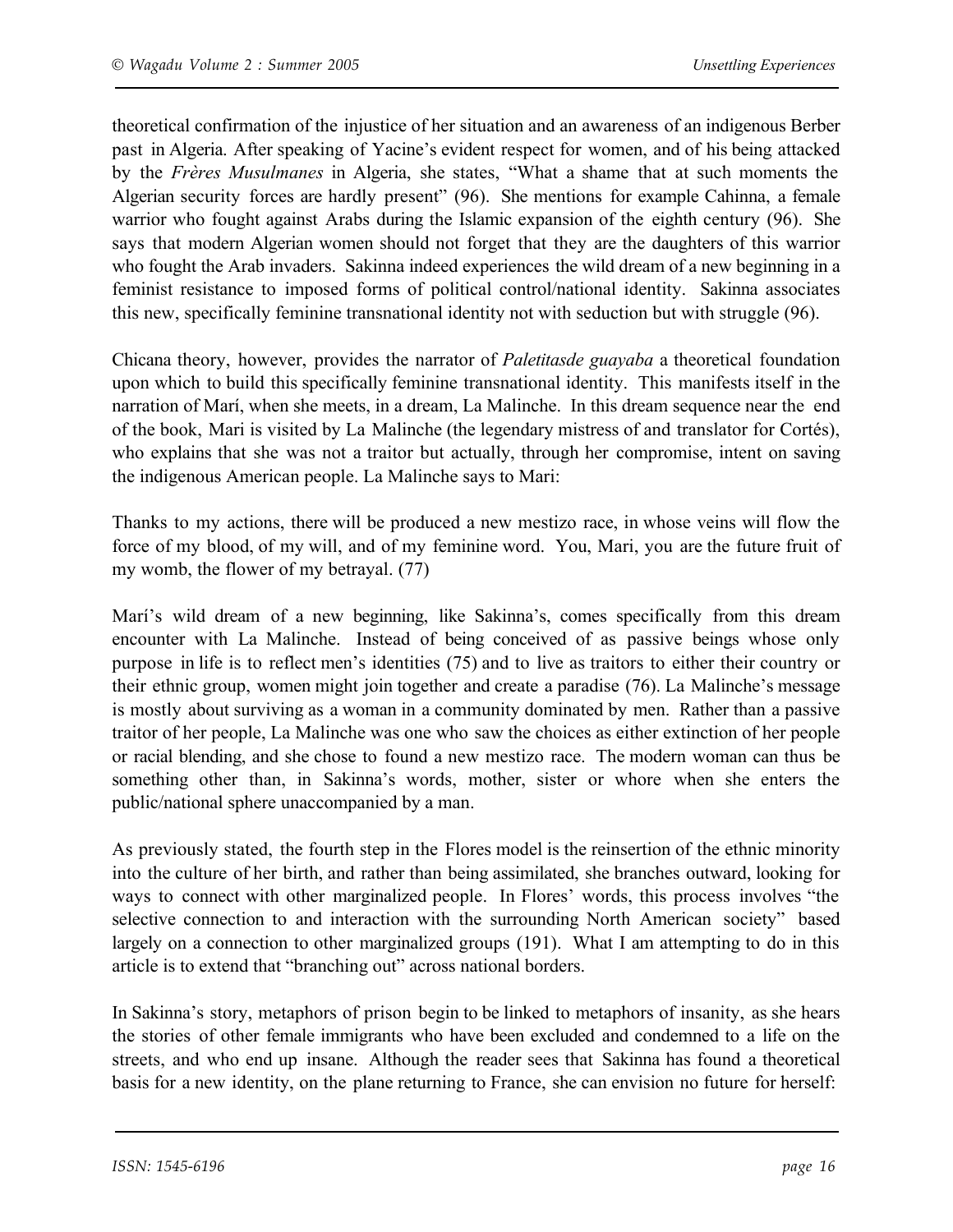theoretical confirmation of the injustice of her situation and an awareness of an indigenous Berber past in Algeria. After speaking of Yacine's evident respect for women, and of his being attacked by the *Frères Musulmanes* in Algeria, she states, "What a shame that at such moments the Algerian security forces are hardly present" (96). She mentions for example Cahinna, a female warrior who fought against Arabs during the Islamic expansion of the eighth century (96). She says that modern Algerian women should not forget that they are the daughters of this warrior who fought the Arab invaders. Sakinna indeed experiences the wild dream of a new beginning in a feminist resistance to imposed forms of political control/national identity. Sakinna associates this new, specifically feminine transnational identity not with seduction but with struggle (96).

Chicana theory, however, provides the narrator of *Paletitasde guayaba* a theoretical foundation upon which to build this specifically feminine transnational identity. This manifests itself in the narration of Marí, when she meets, in a dream, La Malinche. In this dream sequence near the end of the book, Mari is visited by La Malinche (the legendary mistress of and translator for Cortés), who explains that she was not a traitor but actually, through her compromise, intent on saving the indigenous American people. La Malinche says to Mari:

Thanks to my actions, there will be produced a new mestizo race, in whose veins will flow the force of my blood, of my will, and of my feminine word. You, Mari, you are the future fruit of my womb, the flower of my betrayal. (77)

Marí's wild dream of a new beginning, like Sakinna's, comes specifically from this dream encounter with La Malinche. Instead of being conceived of as passive beings whose only purpose in life is to reflect men's identities (75) and to live as traitors to either their country or their ethnic group, women might join together and create a paradise (76). La Malinche's message is mostly about surviving as a woman in a community dominated by men. Rather than a passive traitor of her people, La Malinche was one who saw the choices as either extinction of her people or racial blending, and she chose to found a new mestizo race. The modern woman can thus be something other than, in Sakinna's words, mother, sister or whore when she enters the public/national sphere unaccompanied by a man.

As previously stated, the fourth step in the Flores model is the reinsertion of the ethnic minority into the culture of her birth, and rather than being assimilated, she branches outward, looking for ways to connect with other marginalized people. In Flores' words, this process involves "the selective connection to and interaction with the surrounding North American society" based largely on a connection to other marginalized groups (191). What I am attempting to do in this article is to extend that "branching out" across national borders.

In Sakinna's story, metaphors of prison begin to be linked to metaphors of insanity, as she hears the stories of other female immigrants who have been excluded and condemned to a life on the streets, and who end up insane. Although the reader sees that Sakinna has found a theoretical basis for a new identity, on the plane returning to France, she can envision no future for herself: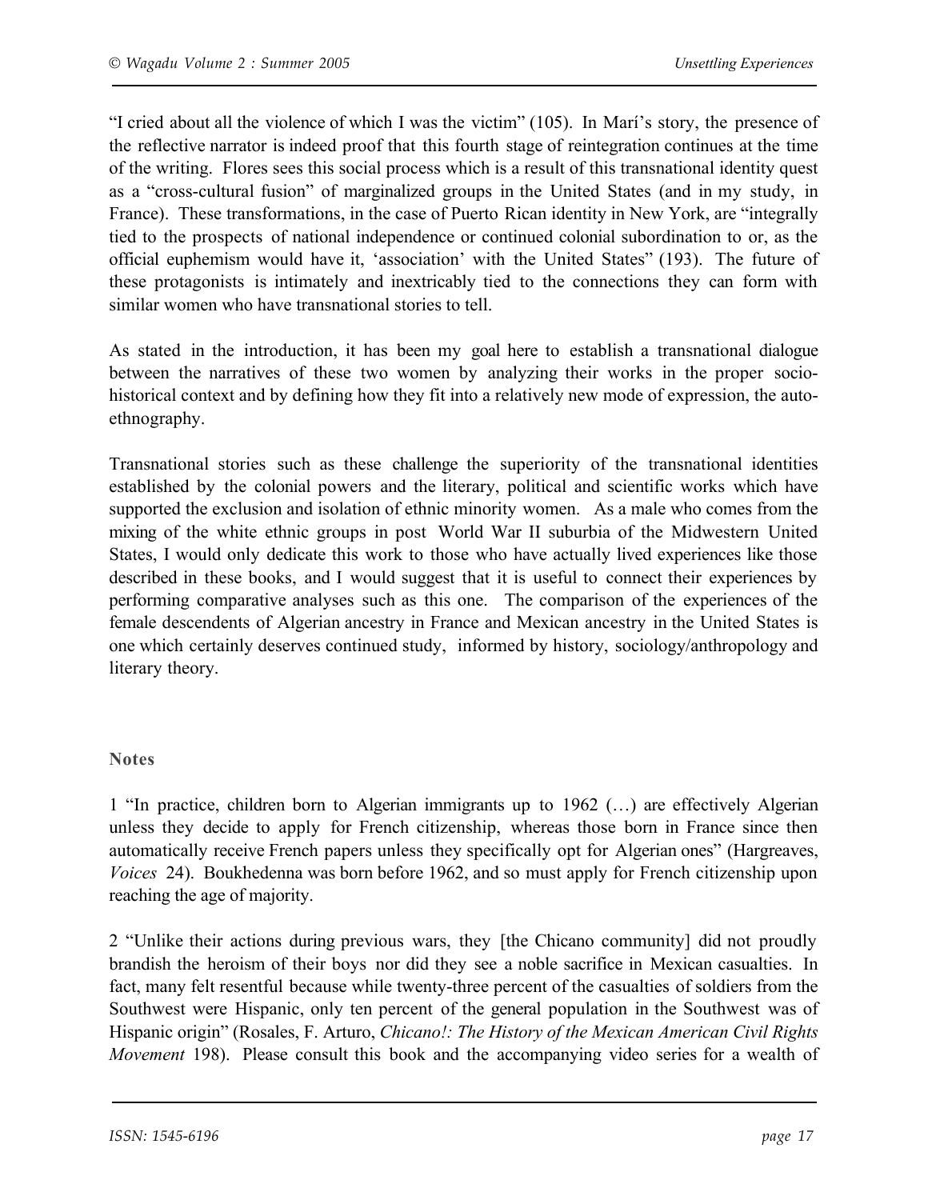"I cried about all the violence of which I was the victim" (105). In Marí's story, the presence of the reflective narrator is indeed proof that this fourth stage of reintegration continues at the time of the writing. Flores sees this social process which is a result of this transnational identity quest as a "cross-cultural fusion" of marginalized groups in the United States (and in my study, in France). These transformations, in the case of Puerto Rican identity in New York, are "integrally tied to the prospects of national independence or continued colonial subordination to or, as the official euphemism would have it, 'association' with the United States" (193). The future of these protagonists is intimately and inextricably tied to the connections they can form with similar women who have transnational stories to tell.

As stated in the introduction, it has been my goal here to establish a transnational dialogue between the narratives of these two women by analyzing their works in the proper socio-historical context and by defining how they fit into a relatively new mode of expression, the auto-ethnography.

Transnational stories such as these challenge the superiority of the transnational identities established by the colonial powers and the literary, political and scientific works which have supported the exclusion and isolation of ethnic minority women. As a male who comes from the mixing of the white ethnic groups in post World War II suburbia of the Midwestern United States, I would only dedicate this work to those who have actually lived experiences like those described in these books, and I would suggest that it is useful to connect their experiences by performing comparative analyses such as this one. The comparison of the experiences of the female descendents of Algerian ancestry in France and Mexican ancestry in the United States is one which certainly deserves continued study, informed by history, sociology/anthropology and literary theory.

### Notes

1 "In practice, children born to Algerian immigrants up to 1962 (…) are effectively Algerian unless they decide to apply for French citizenship, whereas those born in France since then automatically receive French papers unless they specifically opt for Algerian ones" (Hargreaves, *Voices* 24). Boukhedenna was born before 1962, and so must apply for French citizenship upon reaching the age of majority.

2 "Unlike their actions during previous wars, they [the Chicano community] did not proudly brandish the heroism of their boys nor did they see a noble sacrifice in Mexican casualties. In fact, many felt resentful because while twenty-three percent of the casualties of soldiers from the Southwest were Hispanic, only ten percent of the general population in the Southwest was of Hispanic origin" (Rosales, F. Arturo, *Chicano!: The History of the Mexican American Civil Rights Movement* 198). Please consult this book and the accompanying video series for a wealth of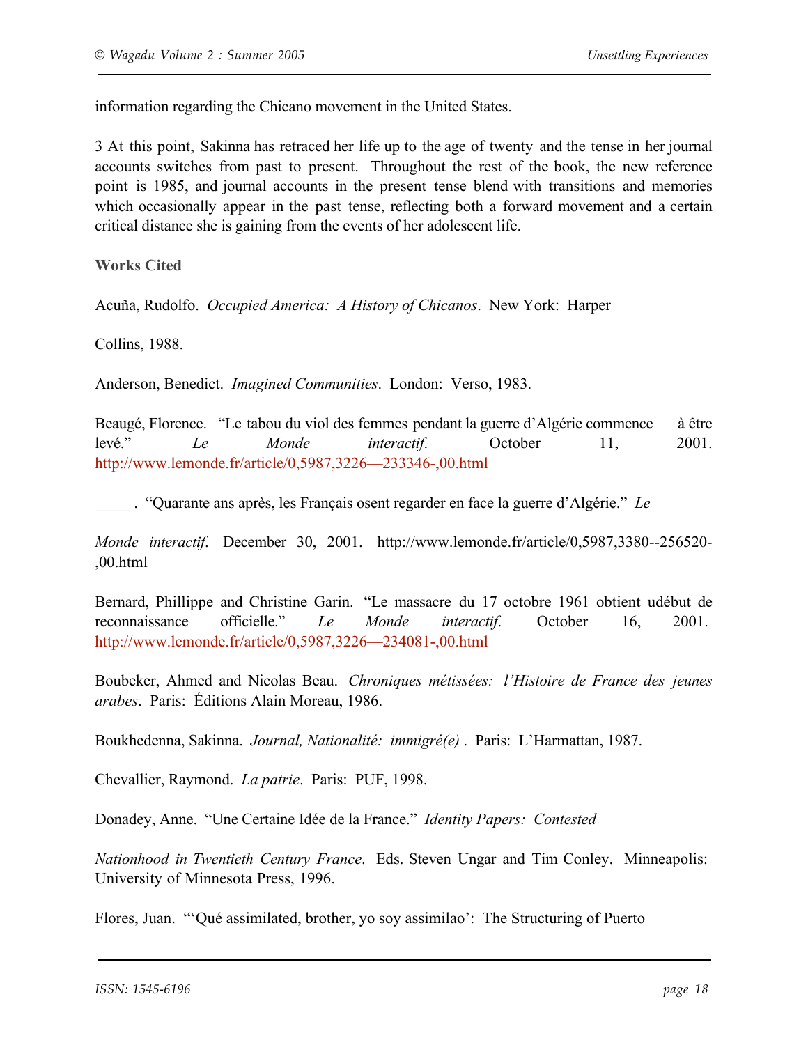information regarding the Chicano movement in the United States.

3 At this point, Sakinna has retraced her life up to the age of twenty and the tense in her journal accounts switches from past to present. Throughout the rest of the book, the new reference point is 1985, and journal accounts in the present tense blend with transitions and memories which occasionally appear in the past tense, reflecting both a forward movement and a certain critical distance she is gaining from the events of her adolescent life.

**Works Cited**

Acuña, Rudolfo. *Occupied America: A History of Chicanos*. New York: Harper Collins, 1988.

Anderson, Benedict. *Imagined Communities*. London: Verso, 1983.

Beaugé, Florence. "Le tabou du viol des femmes pendant la guerre d'Algérie commence à être levé." *Le Monde interactif*. October 11, 2001. http://www.lemonde.fr/article/0,5987,3226—233346-,00.html

_____. "Quarante ans après, les Français osent regarder en face la guerre d'Algérie." *Le Monde interactif*. December 30, 2001. http://www.lemonde.fr/article/0,5987,3380--256520-,00.html

Bernard, Phillippe and Christine Garin. "Le massacre du 17 octobre 1961 obtient udébut de reconnaissance officielle." *Le Monde interactif*. October 16, 2001. http://www.lemonde.fr/article/0,5987,3226—234081-,00.html

Boubeker, Ahmed and Nicolas Beau. *Chroniques métissées: l'Histoire de France des jeunes arabes*. Paris: Éditions Alain Moreau, 1986.

Boukhedenna, Sakinna. *Journal, Nationalité: immigré(e)* . Paris: L'Harmattan, 1987.

Chevallier, Raymond. *La patrie*. Paris: PUF, 1998.

Donadey, Anne. "Une Certaine Idée de la France." *Identity Papers: Contested Nationhood in Twentieth Century France*. Eds. Steven Ungar and Tim Conley. Minneapolis: University of Minnesota Press, 1996.

Flores, Juan. "'Qué assimilated, brother, yo soy assimilao': The Structuring of Puerto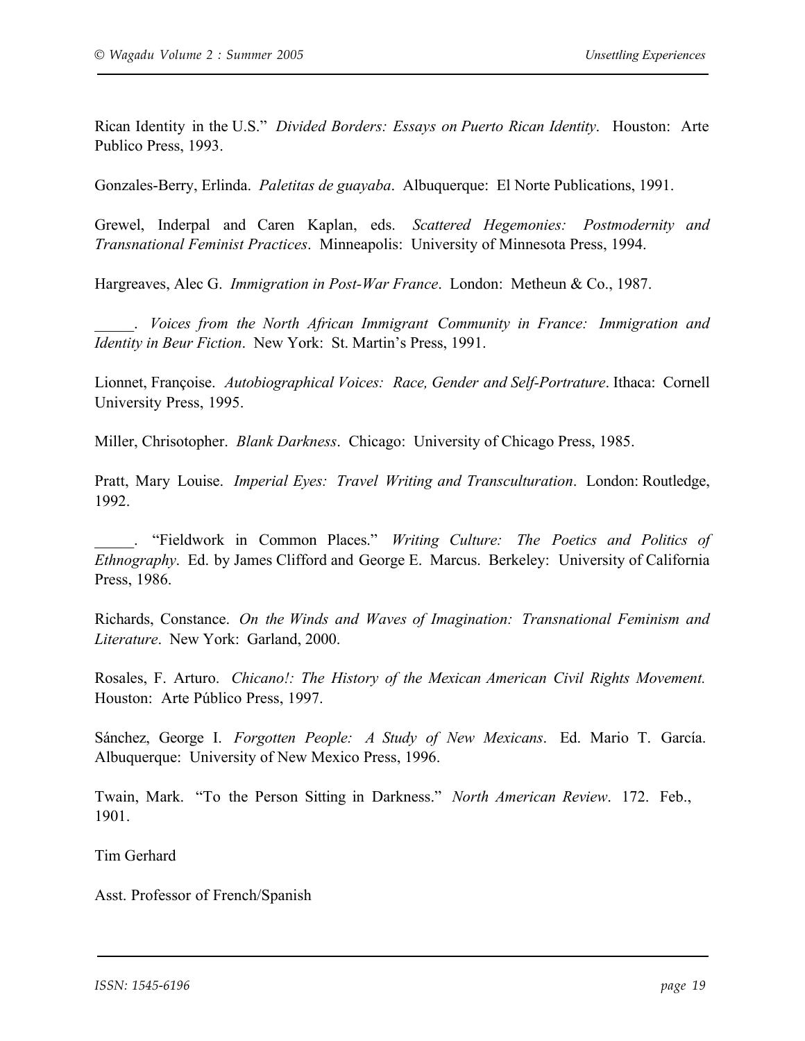Rican Identity in the U.S." *Divided Borders: Essays on Puerto Rican Identity*. Houston: Arte Publico Press, 1993.

Gonzales-Berry, Erlinda. *Paletitas de guayaba*. Albuquerque: El Norte Publications, 1991.

Grewel, Inderpal and Caren Kaplan, eds. *Scattered Hegemonies: Postmodernity and Transnational Feminist Practices*. Minneapolis: University of Minnesota Press, 1994.

Hargreaves, Alec G. *Immigration in Post-War France*. London: Metheun & Co., 1987.

_____. *Voices from the North African Immigrant Community in France: Immigration and Identity in Beur Fiction*. New York: St. Martin's Press, 1991.

Lionnet, Françoise. *Autobiographical Voices: Race, Gender and Self-Portrature*. Ithaca: Cornell University Press, 1995.

Miller, Chrisotopher. *Blank Darkness*. Chicago: University of Chicago Press, 1985.

Pratt, Mary Louise. *Imperial Eyes: Travel Writing and Transculturation*. London: Routledge, 1992.

_____. "Fieldwork in Common Places." *Writing Culture: The Poetics and Politics of Ethnography*. Ed. by James Clifford and George E. Marcus. Berkeley: University of California Press, 1986.

Richards, Constance. *On the Winds and Waves of Imagination: Transnational Feminism and Literature*. New York: Garland, 2000.

Rosales, F. Arturo. *Chicano!: The History of the Mexican American Civil Rights Movement.* Houston: Arte Público Press, 1997.

Sánchez, George I. *Forgotten People: A Study of New Mexicans*. Ed. Mario T. García. Albuquerque: University of New Mexico Press, 1996.

Twain, Mark. "To the Person Sitting in Darkness." *North American Review*. 172. Feb., 1901.

Tim Gerhard

Asst. Professor of French/Spanish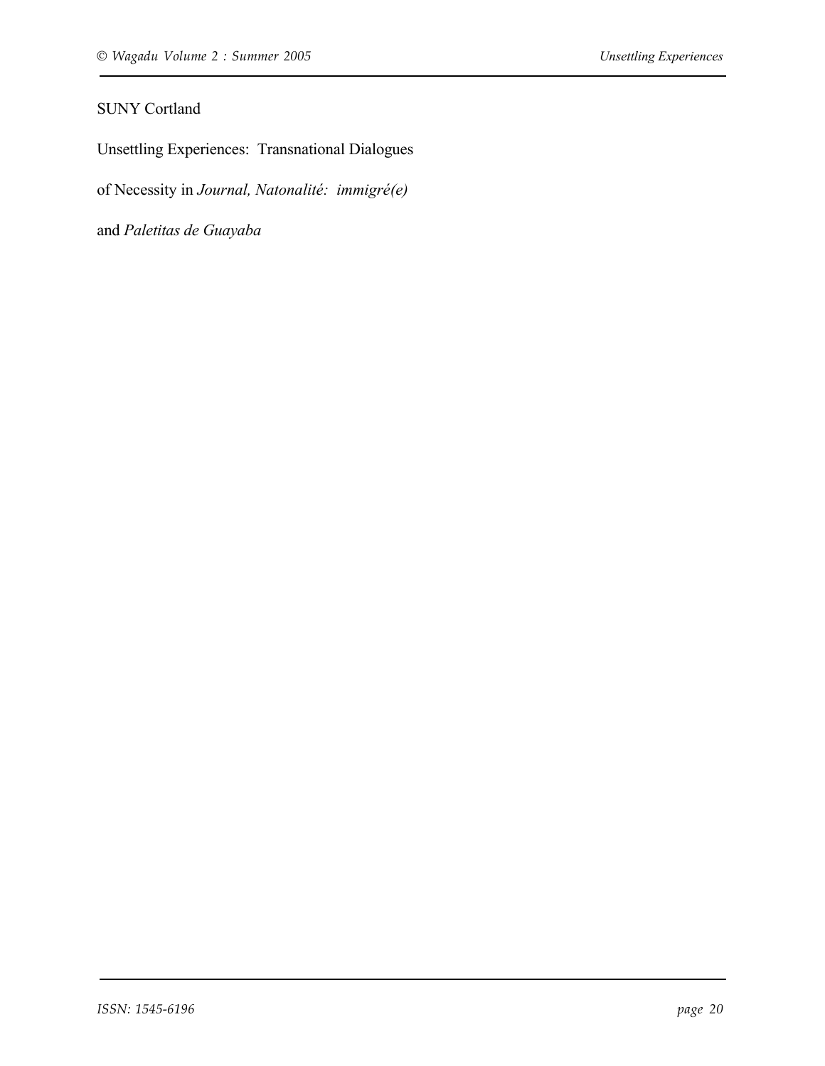SUNY Cortland

Unsettling Experiences: Transnational Dialogues

of Necessity in *Journal, Natonalité: immigré(e)*

and *Paletitas de Guayaba*